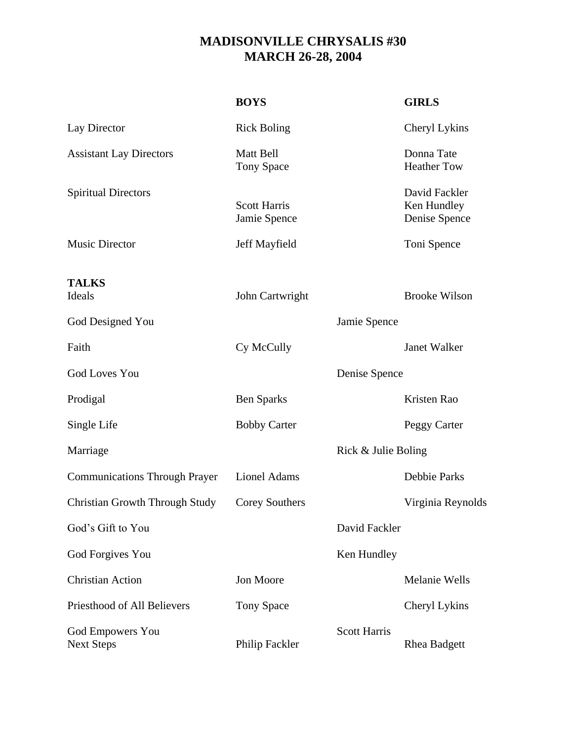# MADISONVILLE CHRYSALIS #30
# MARCH 26-28, 2004

| | BOYS | | GIRLS |
|---|---|---|---|
| Lay Director | Rick Boling | | Cheryl Lykins |
| Assistant Lay Directors | Matt Bell<br>Tony Space | | Donna Tate<br>Heather Tow |
| Spiritual Directors | Scott Harris<br>Jamie Spence | | David Fackler<br>Ken Hundley<br>Denise Spence |
| Music Director | Jeff Mayfield | | Toni Spence |
| **TALKS** | | | |
| Ideals | John Cartwright | | Brooke Wilson |
| God Designed You | | Jamie Spence | |
| Faith | Cy McCully | | Janet Walker |
| God Loves You | | Denise Spence | |
| Prodigal | Ben Sparks | | Kristen Rao |
| Single Life | Bobby Carter | | Peggy Carter |
| Marriage | | Rick & Julie Boling | |
| Communications Through Prayer | Lionel Adams | | Debbie Parks |
| Christian Growth Through Study | Corey Southers | | Virginia Reynolds |
| God's Gift to You | | David Fackler | |
| God Forgives You | | Ken Hundley | |
| Christian Action | Jon Moore | | Melanie Wells |
| Priesthood of All Believers | Tony Space | | Cheryl Lykins |
| God Empowers You | | Scott Harris | |
| Next Steps | Philip Fackler | | Rhea Badgett |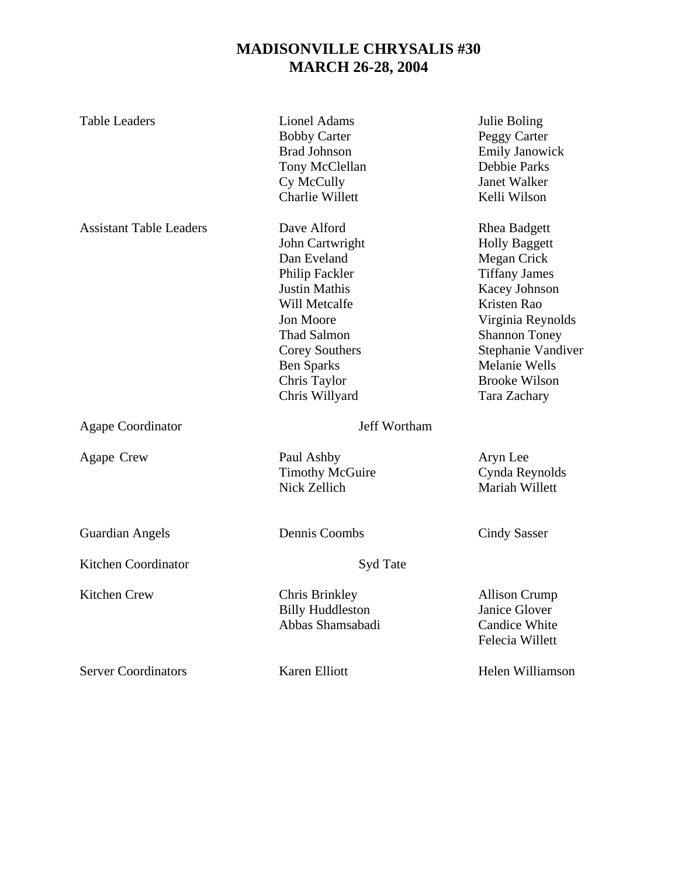# MADISONVILLE CHRYSALIS #30
# MARCH 26-28, 2004

| | | |
|---|---|---|
| Table Leaders | Lionel Adams<br>Bobby Carter<br>Brad Johnson<br>Tony McClellan<br>Cy McCully<br>Charlie Willett | Julie Boling<br>Peggy Carter<br>Emily Janowick<br>Debbie Parks<br>Janet Walker<br>Kelli Wilson |
| Assistant Table Leaders | Dave Alford<br>John Cartwright<br>Dan Eveland<br>Philip Fackler<br>Justin Mathis<br>Will Metcalfe<br>Jon Moore<br>Thad Salmon<br>Corey Southers<br>Ben Sparks<br>Chris Taylor<br>Chris Willyard | Rhea Badgett<br>Holly Baggett<br>Megan Crick<br>Tiffany James<br>Kacey Johnson<br>Kristen Rao<br>Virginia Reynolds<br>Shannon Toney<br>Stephanie Vandiver<br>Melanie Wells<br>Brooke Wilson<br>Tara Zachary |
| Agape Coordinator | Jeff Wortham | |
| Agape Crew | Paul Ashby<br>Timothy McGuire<br>Nick Zellich | Aryn Lee<br>Cynda Reynolds<br>Mariah Willett |
| Guardian Angels | Dennis Coombs | Cindy Sasser |
| Kitchen Coordinator | Syd Tate | |
| Kitchen Crew | Chris Brinkley<br>Billy Huddleston<br>Abbas Shamsabadi | Allison Crump<br>Janice Glover<br>Candice White<br>Felecia Willett |
| Server Coordinators | Karen Elliott | Helen Williamson |